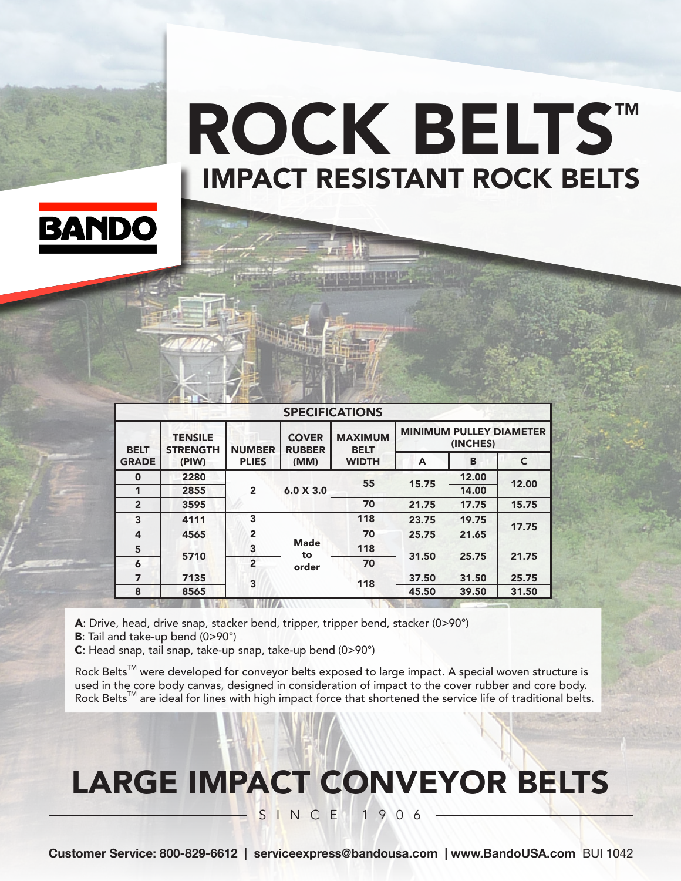# ROCK BELTS™

## IMPACT RESISTANT ROCK BELTS

BANDO

| SPECIFICATIONS | | | | | | | |
|---|---|---|---|---|---|---|---|
| BELT GRADE | TENSILE STRENGTH (PIW) | NUMBER PLIES | COVER RUBBER (MM) | MAXIMUM BELT WIDTH | MINIMUM PULLEY DIAMETER (INCHES) | | |
| | | | | | A | B | C |
| 0 | 2280 | 2 | 6.0 X 3.0 | 55 | 15.75 | 12.00 | 12.00 |
| 1 | 2855 | | | | | 14.00 | |
| 2 | 3595 | | | 70 | 21.75 | 17.75 | 15.75 |
| 3 | 4111 | 3 | Made to order | 118 | 23.75 | 19.75 | 17.75 |
| 4 | 4565 | 2 | | 70 | 25.75 | 21.65 | |
| 5 | 5710 | 3 | | 118 | 31.50 | 25.75 | 21.75 |
| 6 | | 2 | | 70 | | | |
| 7 | 7135 | 3 | | 118 | 37.50 | 31.50 | 25.75 |
| 8 | 8565 | | | | 45.50 | 39.50 | 31.50 |

**A**: Drive, head, drive snap, stacker bend, tripper, tripper bend, stacker (0>90°)
**B**: Tail and take-up bend (0>90°)
**C**: Head snap, tail snap, take-up snap, take-up bend (0>90°)

Rock Belts™ were developed for conveyor belts exposed to large impact. A special woven structure is used in the core body canvas, designed in consideration of impact to the cover rubber and core body. Rock Belts™ are ideal for lines with high impact force that shortened the service life of traditional belts.

# LARGE IMPACT CONVEYOR BELTS

SINCE 1906

**Customer Service: 800-829-6612 | serviceexpress@bandousa.com | www.BandoUSA.com** BUI 1042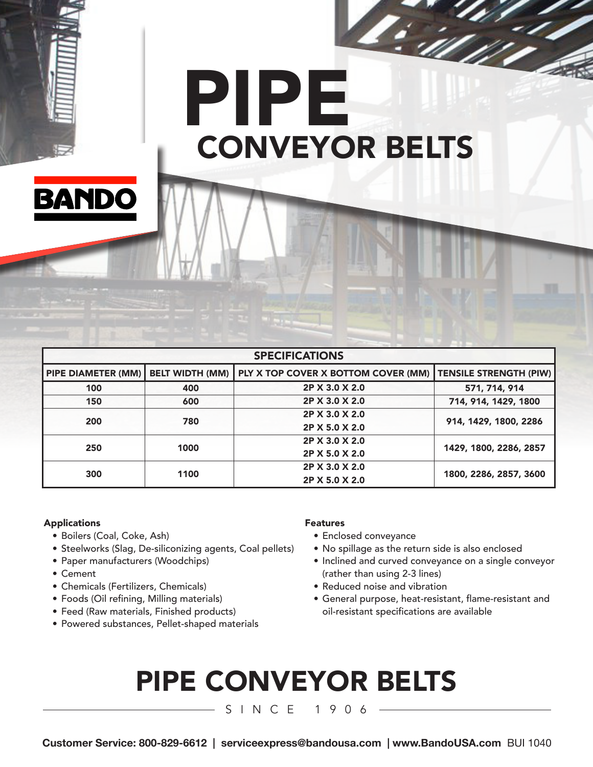# PIPE
## CONVEYOR BELTS

BANDO

| SPECIFICATIONS | | | |
|---|---|---|---|
| PIPE DIAMETER (MM) | BELT WIDTH (MM) | PLY X TOP COVER X BOTTOM COVER (MM) | TENSILE STRENGTH (PIW) |
| 100 | 400 | 2P X 3.0 X 2.0 | 571, 714, 914 |
| 150 | 600 | 2P X 3.0 X 2.0 | 714, 914, 1429, 1800 |
| 200 | 780 | 2P X 3.0 X 2.0<br>2P X 5.0 X 2.0 | 914, 1429, 1800, 2286 |
| 250 | 1000 | 2P X 3.0 X 2.0<br>2P X 5.0 X 2.0 | 1429, 1800, 2286, 2857 |
| 300 | 1100 | 2P X 3.0 X 2.0<br>2P X 5.0 X 2.0 | 1800, 2286, 2857, 3600 |

**Applications**

- Boilers (Coal, Coke, Ash)
- Steelworks (Slag, De-siliconizing agents, Coal pellets)
- Paper manufacturers (Woodchips)
- Cement
- Chemicals (Fertilizers, Chemicals)
- Foods (Oil refining, Milling materials)
- Feed (Raw materials, Finished products)
- Powered substances, Pellet-shaped materials

**Features**

- Enclosed conveyance
- No spillage as the return side is also enclosed
- Inclined and curved conveyance on a single conveyor (rather than using 2-3 lines)
- Reduced noise and vibration
- General purpose, heat-resistant, flame-resistant and oil-resistant specifications are available

# PIPE CONVEYOR BELTS

SINCE 1906

**Customer Service: 800-829-6612 | serviceexpress@bandousa.com | www.BandoUSA.com** BUI 1040